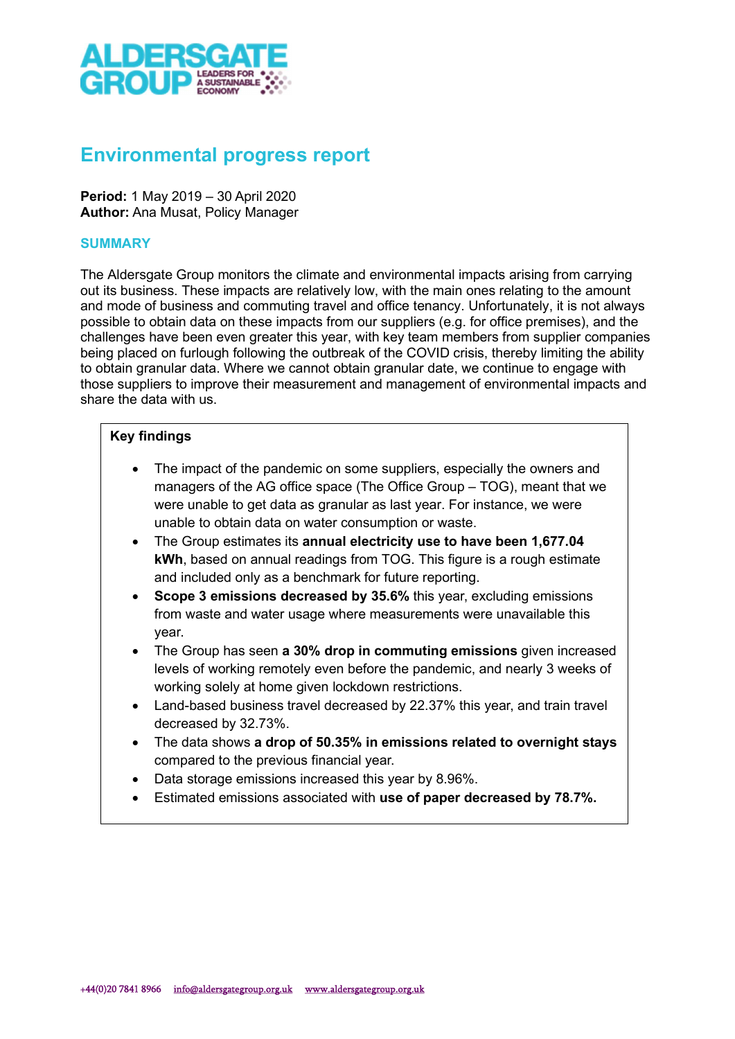# Environmental progress report

**Period:** 1 May 2019 – 30 April 2020
**Author:** Ana Musat, Policy Manager

## SUMMARY

The Aldersgate Group monitors the climate and environmental impacts arising from carrying out its business. These impacts are relatively low, with the main ones relating to the amount and mode of business and commuting travel and office tenancy. Unfortunately, it is not always possible to obtain data on these impacts from our suppliers (e.g. for office premises), and the challenges have been even greater this year, with key team members from supplier companies being placed on furlough following the outbreak of the COVID crisis, thereby limiting the ability to obtain granular data. Where we cannot obtain granular date, we continue to engage with those suppliers to improve their measurement and management of environmental impacts and share the data with us.

**Key findings**

- The impact of the pandemic on some suppliers, especially the owners and managers of the AG office space (The Office Group – TOG), meant that we were unable to get data as granular as last year. For instance, we were unable to obtain data on water consumption or waste.
- The Group estimates its **annual electricity use to have been 1,677.04 kWh**, based on annual readings from TOG. This figure is a rough estimate and included only as a benchmark for future reporting.
- **Scope 3 emissions decreased by 35.6%** this year, excluding emissions from waste and water usage where measurements were unavailable this year.
- The Group has seen **a 30% drop in commuting emissions** given increased levels of working remotely even before the pandemic, and nearly 3 weeks of working solely at home given lockdown restrictions.
- Land-based business travel decreased by 22.37% this year, and train travel decreased by 32.73%.
- The data shows **a drop of 50.35% in emissions related to overnight stays** compared to the previous financial year.
- Data storage emissions increased this year by 8.96%.
- Estimated emissions associated with **use of paper decreased by 78.7%.**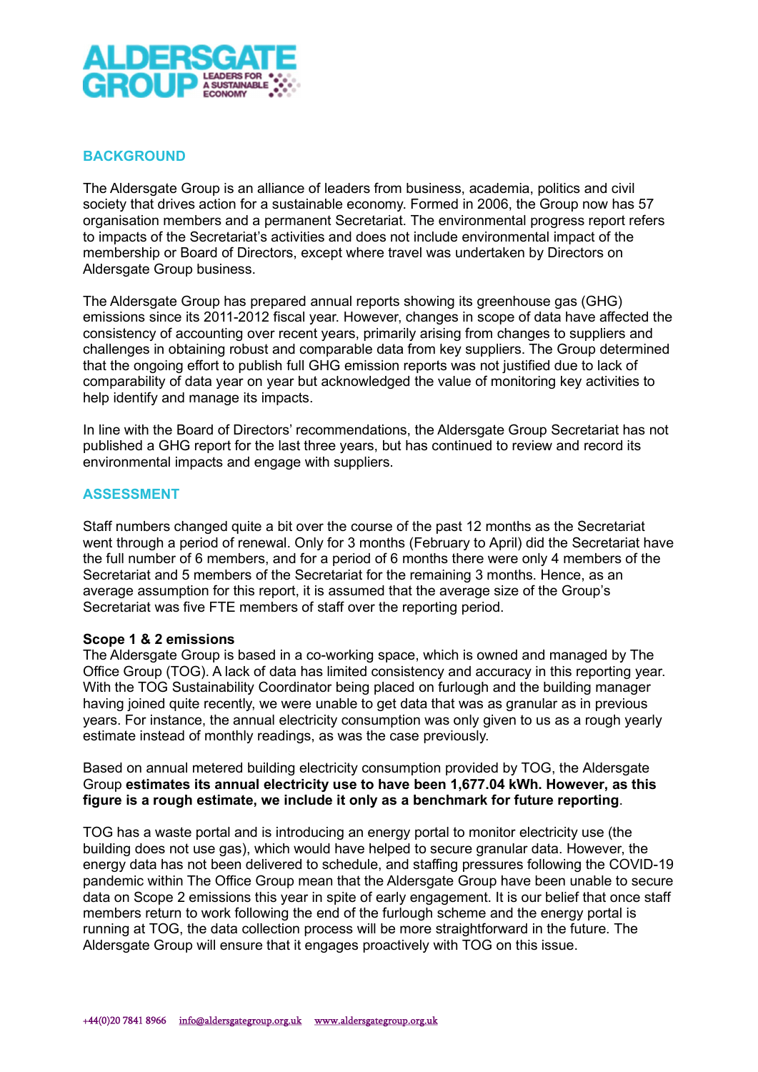## BACKGROUND

The Aldersgate Group is an alliance of leaders from business, academia, politics and civil society that drives action for a sustainable economy. Formed in 2006, the Group now has 57 organisation members and a permanent Secretariat. The environmental progress report refers to impacts of the Secretariat's activities and does not include environmental impact of the membership or Board of Directors, except where travel was undertaken by Directors on Aldersgate Group business.

The Aldersgate Group has prepared annual reports showing its greenhouse gas (GHG) emissions since its 2011-2012 fiscal year. However, changes in scope of data have affected the consistency of accounting over recent years, primarily arising from changes to suppliers and challenges in obtaining robust and comparable data from key suppliers. The Group determined that the ongoing effort to publish full GHG emission reports was not justified due to lack of comparability of data year on year but acknowledged the value of monitoring key activities to help identify and manage its impacts.

In line with the Board of Directors' recommendations, the Aldersgate Group Secretariat has not published a GHG report for the last three years, but has continued to review and record its environmental impacts and engage with suppliers.

## ASSESSMENT

Staff numbers changed quite a bit over the course of the past 12 months as the Secretariat went through a period of renewal. Only for 3 months (February to April) did the Secretariat have the full number of 6 members, and for a period of 6 months there were only 4 members of the Secretariat and 5 members of the Secretariat for the remaining 3 months. Hence, as an average assumption for this report, it is assumed that the average size of the Group's Secretariat was five FTE members of staff over the reporting period.

**Scope 1 & 2 emissions**

The Aldersgate Group is based in a co-working space, which is owned and managed by The Office Group (TOG). A lack of data has limited consistency and accuracy in this reporting year. With the TOG Sustainability Coordinator being placed on furlough and the building manager having joined quite recently, we were unable to get data that was as granular as in previous years. For instance, the annual electricity consumption was only given to us as a rough yearly estimate instead of monthly readings, as was the case previously.

Based on annual metered building electricity consumption provided by TOG, the Aldersgate Group **estimates its annual electricity use to have been 1,677.04 kWh. However, as this figure is a rough estimate, we include it only as a benchmark for future reporting**.

TOG has a waste portal and is introducing an energy portal to monitor electricity use (the building does not use gas), which would have helped to secure granular data. However, the energy data has not been delivered to schedule, and staffing pressures following the COVID-19 pandemic within The Office Group mean that the Aldersgate Group have been unable to secure data on Scope 2 emissions this year in spite of early engagement. It is our belief that once staff members return to work following the end of the furlough scheme and the energy portal is running at TOG, the data collection process will be more straightforward in the future. The Aldersgate Group will ensure that it engages proactively with TOG on this issue.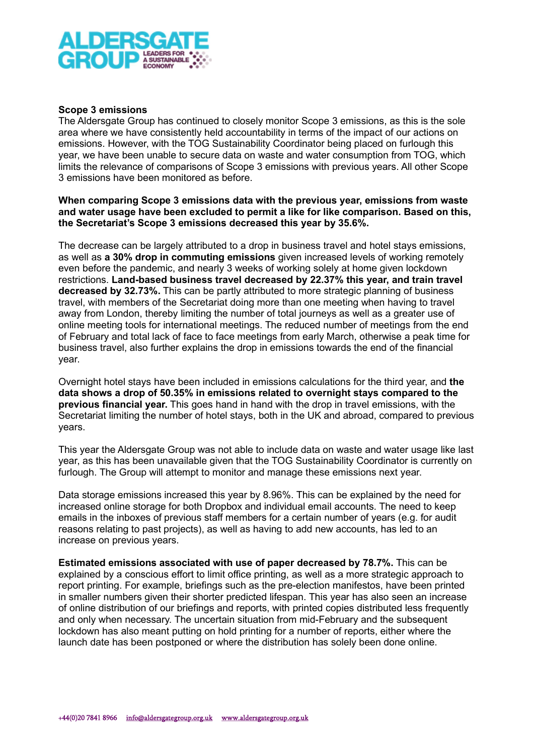**Scope 3 emissions**

The Aldersgate Group has continued to closely monitor Scope 3 emissions, as this is the sole area where we have consistently held accountability in terms of the impact of our actions on emissions. However, with the TOG Sustainability Coordinator being placed on furlough this year, we have been unable to secure data on waste and water consumption from TOG, which limits the relevance of comparisons of Scope 3 emissions with previous years. All other Scope 3 emissions have been monitored as before.

**When comparing Scope 3 emissions data with the previous year, emissions from waste and water usage have been excluded to permit a like for like comparison. Based on this, the Secretariat's Scope 3 emissions decreased this year by 35.6%.**

The decrease can be largely attributed to a drop in business travel and hotel stays emissions, as well as **a 30% drop in commuting emissions** given increased levels of working remotely even before the pandemic, and nearly 3 weeks of working solely at home given lockdown restrictions. **Land-based business travel decreased by 22.37% this year, and train travel decreased by 32.73%.** This can be partly attributed to more strategic planning of business travel, with members of the Secretariat doing more than one meeting when having to travel away from London, thereby limiting the number of total journeys as well as a greater use of online meeting tools for international meetings. The reduced number of meetings from the end of February and total lack of face to face meetings from early March, otherwise a peak time for business travel, also further explains the drop in emissions towards the end of the financial year.

Overnight hotel stays have been included in emissions calculations for the third year, and **the data shows a drop of 50.35% in emissions related to overnight stays compared to the previous financial year.** This goes hand in hand with the drop in travel emissions, with the Secretariat limiting the number of hotel stays, both in the UK and abroad, compared to previous years.

This year the Aldersgate Group was not able to include data on waste and water usage like last year, as this has been unavailable given that the TOG Sustainability Coordinator is currently on furlough. The Group will attempt to monitor and manage these emissions next year.

Data storage emissions increased this year by 8.96%. This can be explained by the need for increased online storage for both Dropbox and individual email accounts. The need to keep emails in the inboxes of previous staff members for a certain number of years (e.g. for audit reasons relating to past projects), as well as having to add new accounts, has led to an increase on previous years.

**Estimated emissions associated with use of paper decreased by 78.7%.** This can be explained by a conscious effort to limit office printing, as well as a more strategic approach to report printing. For example, briefings such as the pre-election manifestos, have been printed in smaller numbers given their shorter predicted lifespan. This year has also seen an increase of online distribution of our briefings and reports, with printed copies distributed less frequently and only when necessary. The uncertain situation from mid-February and the subsequent lockdown has also meant putting on hold printing for a number of reports, either where the launch date has been postponed or where the distribution has solely been done online.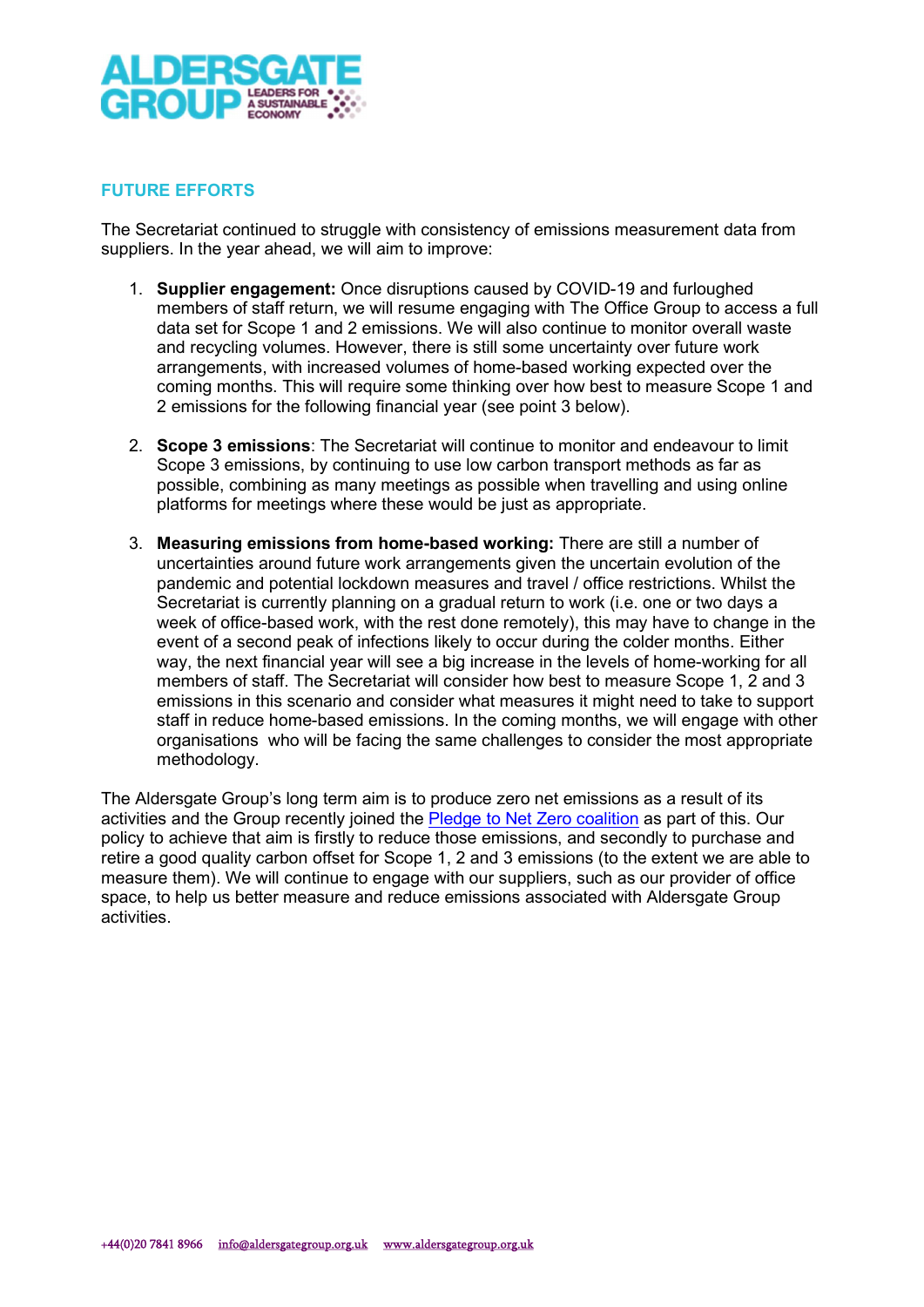## FUTURE EFFORTS

The Secretariat continued to struggle with consistency of emissions measurement data from suppliers. In the year ahead, we will aim to improve:

1. **Supplier engagement:** Once disruptions caused by COVID-19 and furloughed members of staff return, we will resume engaging with The Office Group to access a full data set for Scope 1 and 2 emissions. We will also continue to monitor overall waste and recycling volumes. However, there is still some uncertainty over future work arrangements, with increased volumes of home-based working expected over the coming months. This will require some thinking over how best to measure Scope 1 and 2 emissions for the following financial year (see point 3 below).

2. **Scope 3 emissions**: The Secretariat will continue to monitor and endeavour to limit Scope 3 emissions, by continuing to use low carbon transport methods as far as possible, combining as many meetings as possible when travelling and using online platforms for meetings where these would be just as appropriate.

3. **Measuring emissions from home-based working:** There are still a number of uncertainties around future work arrangements given the uncertain evolution of the pandemic and potential lockdown measures and travel / office restrictions. Whilst the Secretariat is currently planning on a gradual return to work (i.e. one or two days a week of office-based work, with the rest done remotely), this may have to change in the event of a second peak of infections likely to occur during the colder months. Either way, the next financial year will see a big increase in the levels of home-working for all members of staff. The Secretariat will consider how best to measure Scope 1, 2 and 3 emissions in this scenario and consider what measures it might need to take to support staff in reduce home-based emissions. In the coming months, we will engage with other organisations who will be facing the same challenges to consider the most appropriate methodology.

The Aldersgate Group's long term aim is to produce zero net emissions as a result of its activities and the Group recently joined the Pledge to Net Zero coalition as part of this. Our policy to achieve that aim is firstly to reduce those emissions, and secondly to purchase and retire a good quality carbon offset for Scope 1, 2 and 3 emissions (to the extent we are able to measure them). We will continue to engage with our suppliers, such as our provider of office space, to help us better measure and reduce emissions associated with Aldersgate Group activities.